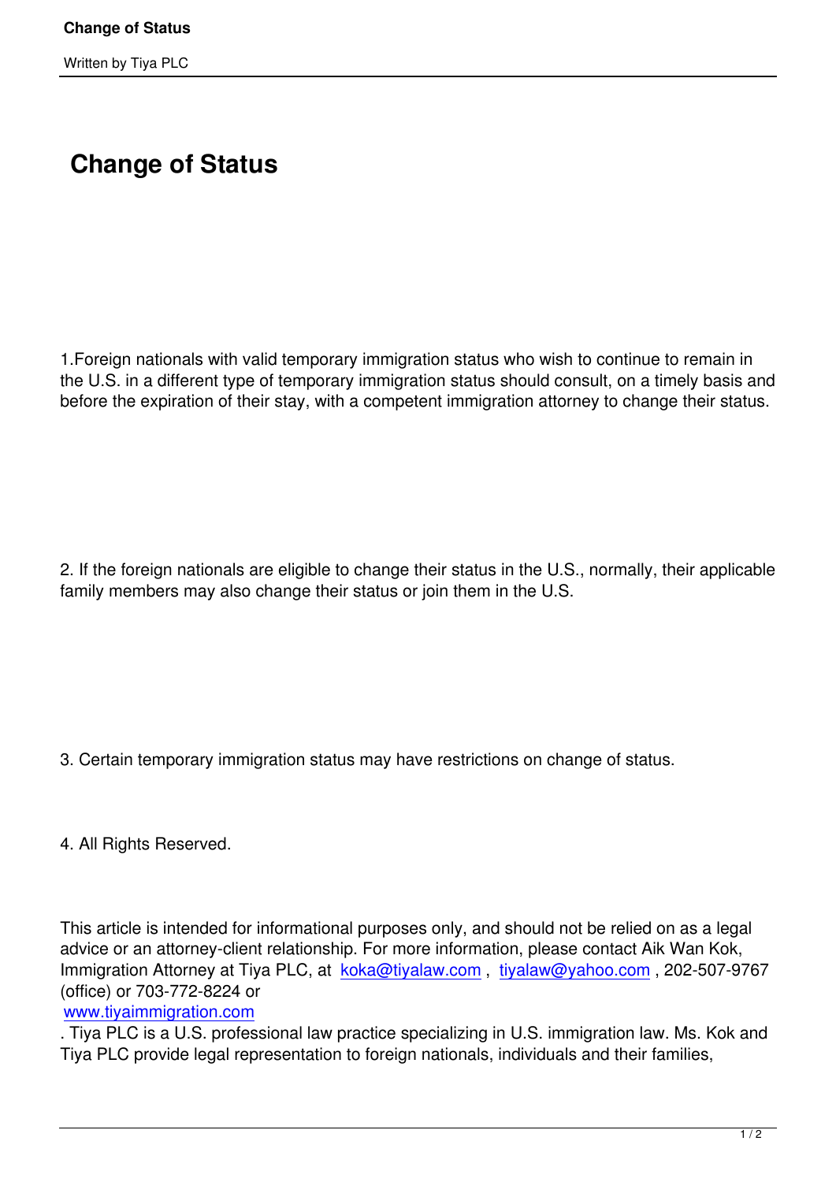# Change of Status

1.Foreign nationals with valid temporary immigration status who wish to continue to remain in the U.S. in a different type of temporary immigration status should consult, on a timely basis and before the expiration of their stay, with a competent immigration attorney to change their status.

2. If the foreign nationals are eligible to change their status in the U.S., normally, their applicable family members may also change their status or join them in the U.S.

3. Certain temporary immigration status may have restrictions on change of status.

4. All Rights Reserved.

This article is intended for informational purposes only, and should not be relied on as a legal advice or an attorney-client relationship. For more information, please contact Aik Wan Kok, Immigration Attorney at Tiya PLC, at koka@tiyalaw.com , tiyalaw@yahoo.com , 202-507-9767 (office) or 703-772-8224 or www.tiyaimmigration.com . Tiya PLC is a U.S. professional law practice specializing in U.S. immigration law. Ms. Kok and Tiya PLC provide legal representation to foreign nationals, individuals and their families,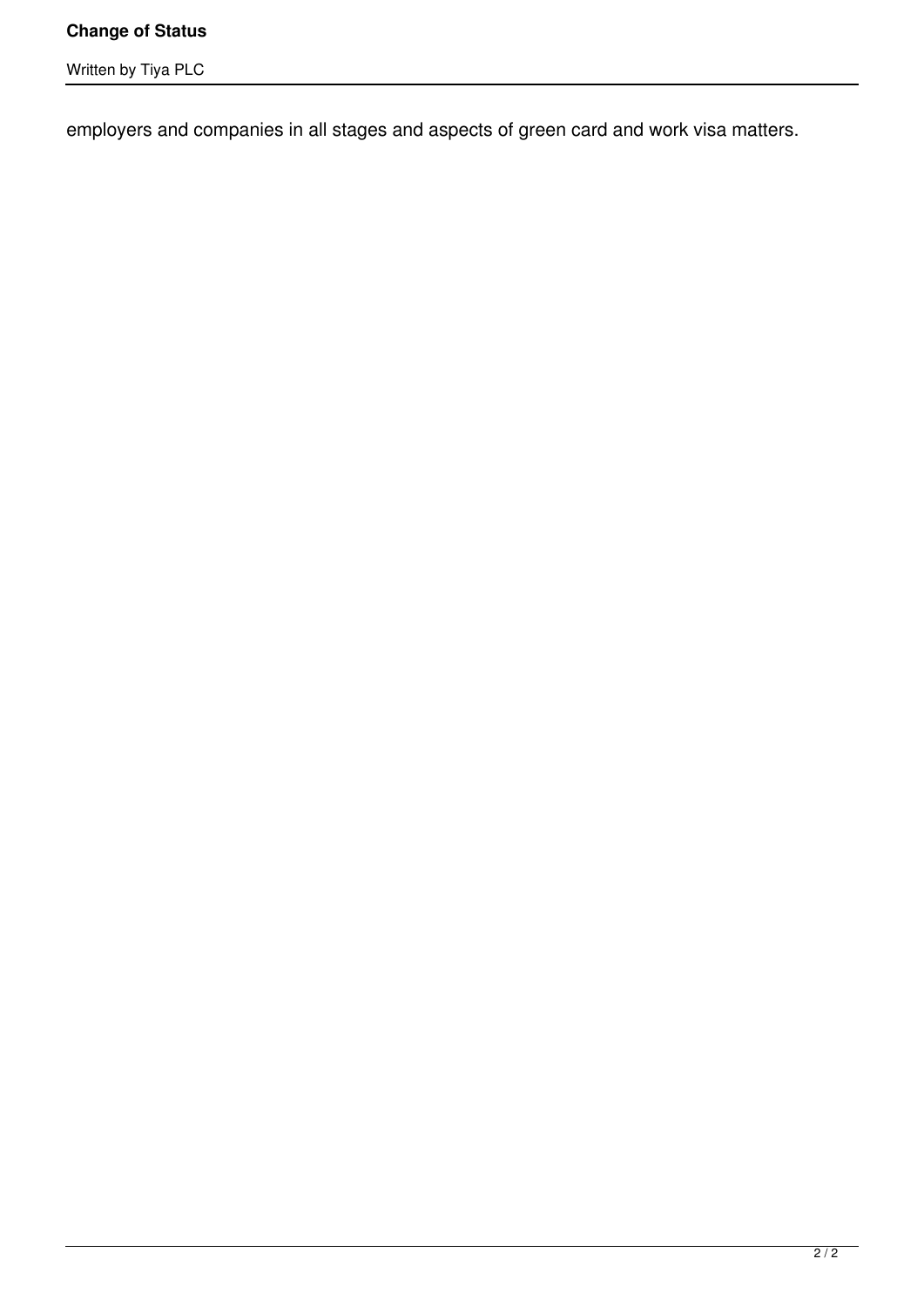employers and companies in all stages and aspects of green card and work visa matters.